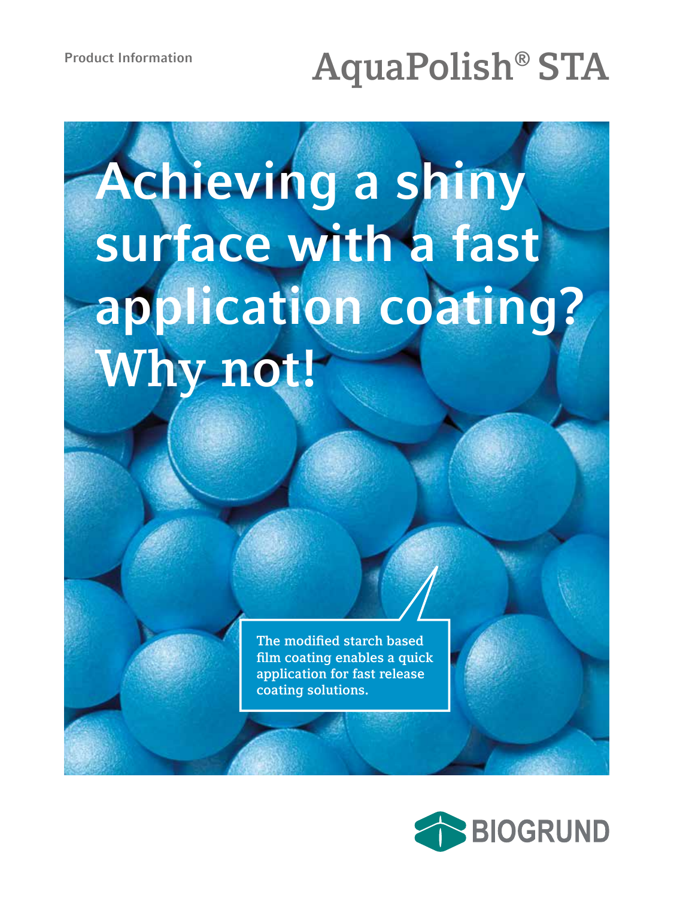Product Information

# AquaPolish® STA

## Achieving a shiny surface with a fast application coating? Why not!

The modified starch based film coating enables a quick application for fast release coating solutions.

BIOGRUND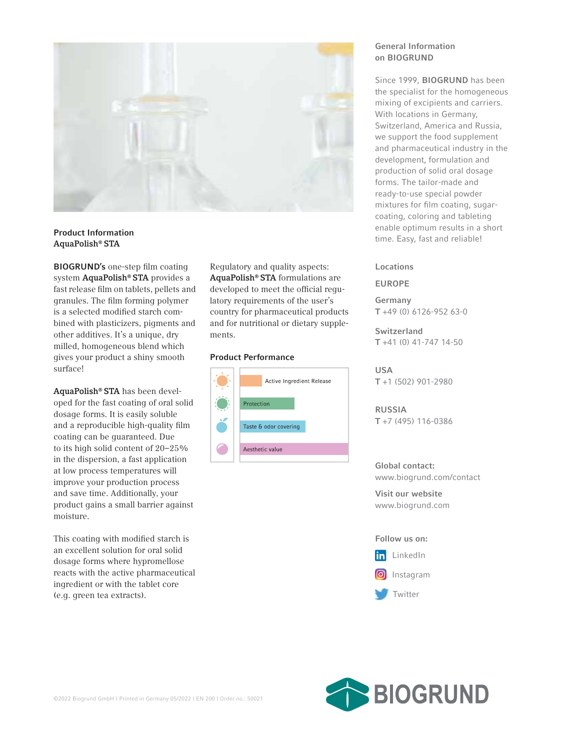## Product Information AquaPolish® STA

**BIOGRUND's** one-step film coating system **AquaPolish® STA** provides a fast release film on tablets, pellets and granules. The film forming polymer is a selected modified starch combined with plasticizers, pigments and other additives. It's a unique, dry milled, homogeneous blend which gives your product a shiny smooth surface!

**AquaPolish® STA** has been developed for the fast coating of oral solid dosage forms. It is easily soluble and a reproducible high-quality film coating can be guaranteed. Due to its high solid content of 20–25% in the dispersion, a fast application at low process temperatures will improve your production process and save time. Additionally, your product gains a small barrier against moisture.

This coating with modified starch is an excellent solution for oral solid dosage forms where hypromellose reacts with the active pharmaceutical ingredient or with the tablet core (e.g. green tea extracts).

Regulatory and quality aspects: **AquaPolish® STA** formulations are developed to meet the official regulatory requirements of the user's country for pharmaceutical products and for nutritional or dietary supplements.

### Product Performance

Active Ingredient Release

Protection

Taste & odor covering

Aesthetic value

## General Information on BIOGRUND

Since 1999, **BIOGRUND** has been the specialist for the homogeneous mixing of excipients and carriers. With locations in Germany, Switzerland, America and Russia, we support the food supplement and pharmaceutical industry in the development, formulation and production of solid oral dosage forms. The tailor-made and ready-to-use special powder mixtures for film coating, sugar-coating, coloring and tableting enable optimum results in a short time. Easy, fast and reliable!

### Locations

**EUROPE**

**Germany**
**T** +49 (0) 6126-952 63-0

**Switzerland**
**T** +41 (0) 41-747 14-50

**USA**
**T** +1 (502) 901-2980

**RUSSIA**
**T** +7 (495) 116-0386

**Global contact:**
www.biogrund.com/contact

**Visit our website**
www.biogrund.com

**Follow us on:**

- LinkedIn
- Instagram
- Twitter

BIOGRUND

©2022 Biogrund GmbH | Printed in Germany 05/2022 | EN 200 | Order no.: 50021